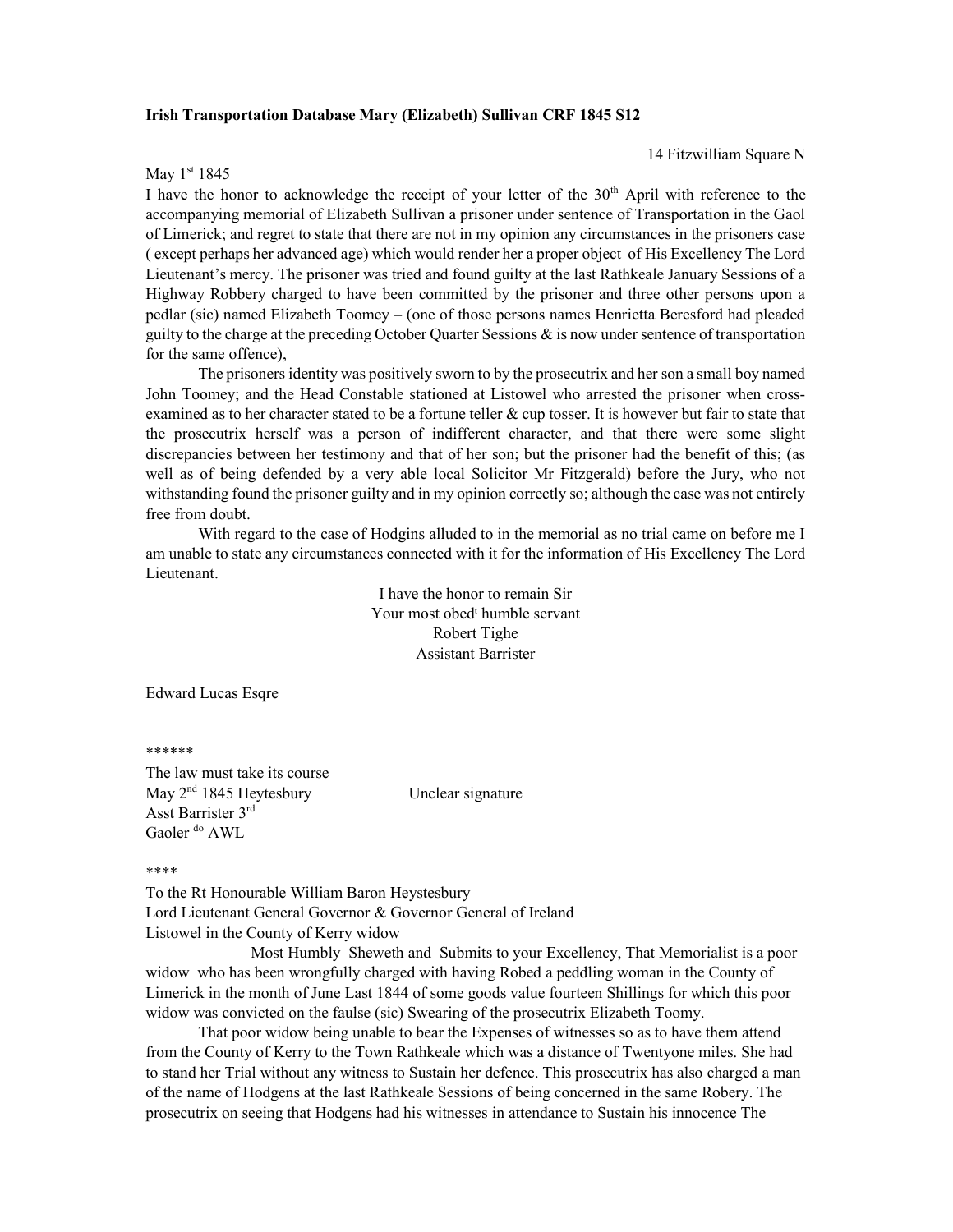**Irish Transportation Database Mary (Elizabeth) Sullivan CRF 1845 S12**

14 Fitzwilliam Square N

May 1st 1845

I have the honor to acknowledge the receipt of your letter of the 30th April with reference to the accompanying memorial of Elizabeth Sullivan a prisoner under sentence of Transportation in the Gaol of Limerick; and regret to state that there are not in my opinion any circumstances in the prisoners case ( except perhaps her advanced age) which would render her a proper object of His Excellency The Lord Lieutenant's mercy. The prisoner was tried and found guilty at the last Rathkeale January Sessions of a Highway Robbery charged to have been committed by the prisoner and three other persons upon a pedlar (sic) named Elizabeth Toomey – (one of those persons names Henrietta Beresford had pleaded guilty to the charge at the preceding October Quarter Sessions & is now under sentence of transportation for the same offence),

The prisoners identity was positively sworn to by the prosecutrix and her son a small boy named John Toomey; and the Head Constable stationed at Listowel who arrested the prisoner when cross-examined as to her character stated to be a fortune teller & cup tosser. It is however but fair to state that the prosecutrix herself was a person of indifferent character, and that there were some slight discrepancies between her testimony and that of her son; but the prisoner had the benefit of this; (as well as of being defended by a very able local Solicitor Mr Fitzgerald) before the Jury, who not withstanding found the prisoner guilty and in my opinion correctly so; although the case was not entirely free from doubt.

With regard to the case of Hodgins alluded to in the memorial as no trial came on before me I am unable to state any circumstances connected with it for the information of His Excellency The Lord Lieutenant.

I have the honor to remain Sir
Your most obedt humble servant
Robert Tighe
Assistant Barrister

Edward Lucas Esqre

******

The law must take its course
May 2nd 1845 Heytesbury Unclear signature
Asst Barrister 3rd
Gaoler do AWL

****

To the Rt Honourable William Baron Heystesbury
Lord Lieutenant General Governor & Governor General of Ireland
Listowel in the County of Kerry widow

Most Humbly Sheweth and Submits to your Excellency, That Memorialist is a poor widow who has been wrongfully charged with having Robed a peddling woman in the County of Limerick in the month of June Last 1844 of some goods value fourteen Shillings for which this poor widow was convicted on the faulse (sic) Swearing of the prosecutrix Elizabeth Toomy.

That poor widow being unable to bear the Expenses of witnesses so as to have them attend from the County of Kerry to the Town Rathkeale which was a distance of Twentyone miles. She had to stand her Trial without any witness to Sustain her defence. This prosecutrix has also charged a man of the name of Hodgens at the last Rathkeale Sessions of being concerned in the same Robery. The prosecutrix on seeing that Hodgens had his witnesses in attendance to Sustain his innocence The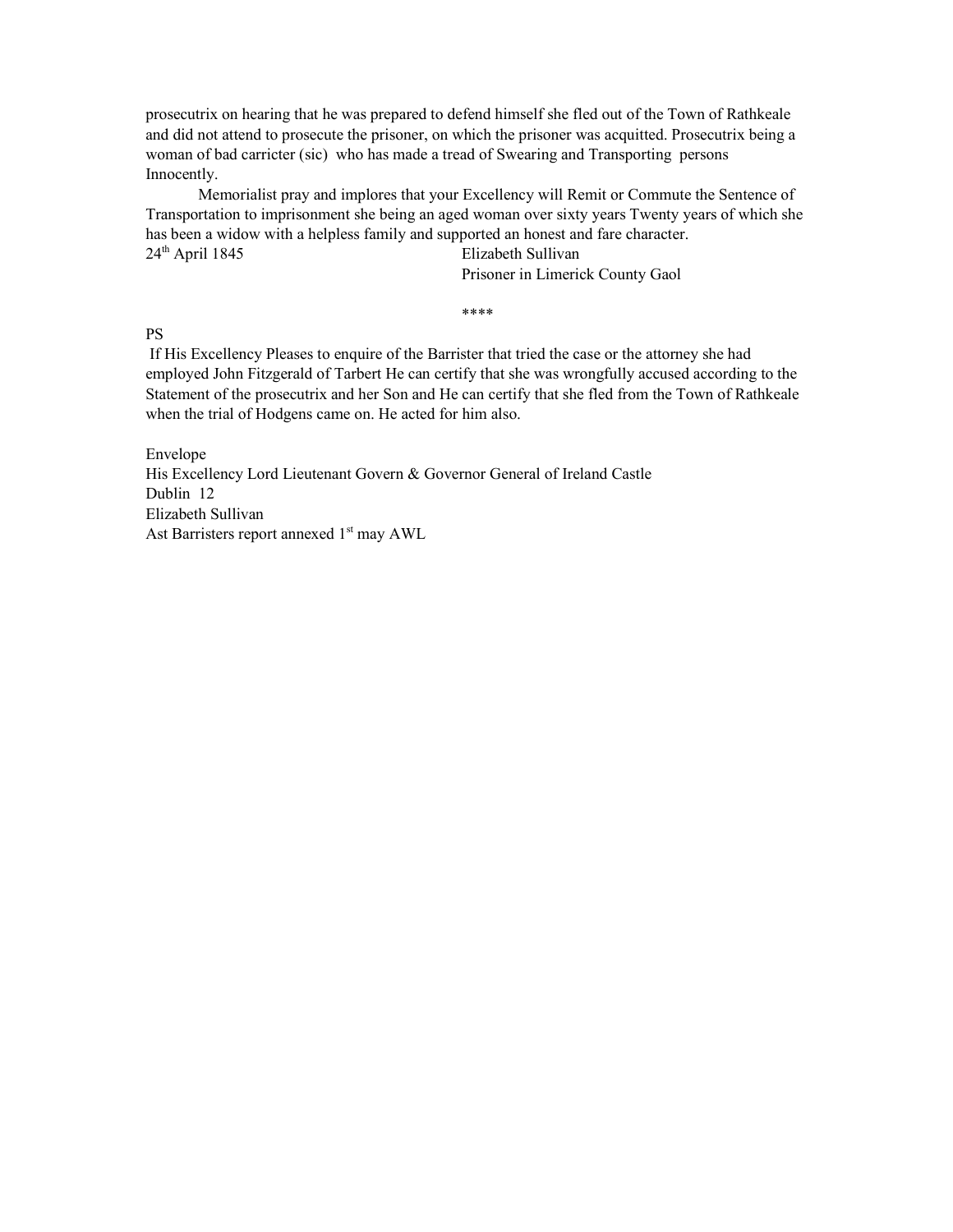prosecutrix on hearing that he was prepared to defend himself she fled out of the Town of Rathkeale and did not attend to prosecute the prisoner, on which the prisoner was acquitted. Prosecutrix being a woman of bad carricter (sic) who has made a tread of Swearing and Transporting persons Innocently.

Memorialist pray and implores that your Excellency will Remit or Commute the Sentence of Transportation to imprisonment she being an aged woman over sixty years Twenty years of which she has been a widow with a helpless family and supported an honest and fare character.

24th April 1845 Elizabeth Sullivan
Prisoner in Limerick County Gaol

****

PS
If His Excellency Pleases to enquire of the Barrister that tried the case or the attorney she had employed John Fitzgerald of Tarbert He can certify that she was wrongfully accused according to the Statement of the prosecutrix and her Son and He can certify that she fled from the Town of Rathkeale when the trial of Hodgens came on. He acted for him also.

Envelope
His Excellency Lord Lieutenant Govern & Governor General of Ireland Castle
Dublin 12
Elizabeth Sullivan
Ast Barristers report annexed 1st may AWL